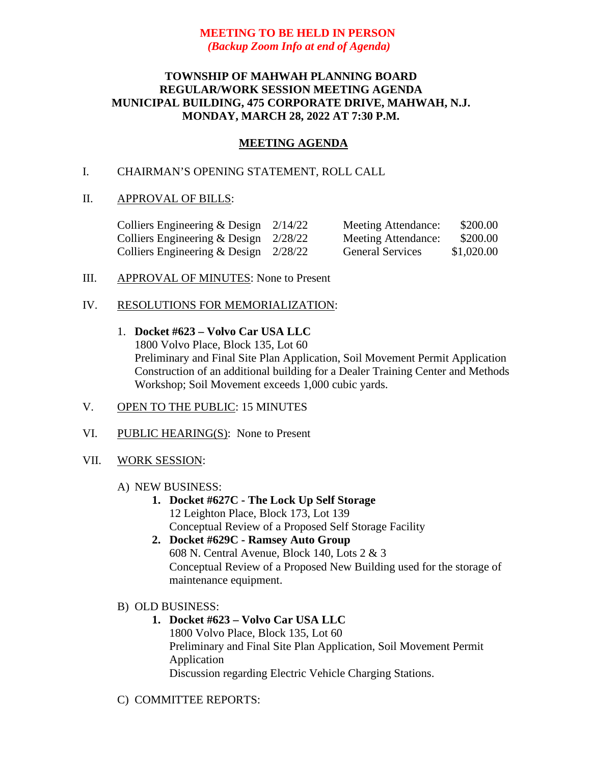**MEETING TO BE HELD IN PERSON**
***(Backup Zoom Info at end of Agenda)***

# TOWNSHIP OF MAHWAH PLANNING BOARD
## REGULAR/WORK SESSION MEETING AGENDA
## MUNICIPAL BUILDING, 475 CORPORATE DRIVE, MAHWAH, N.J.
## MONDAY, MARCH 28, 2022 AT 7:30 P.M.

## MEETING AGENDA

I. CHAIRMAN'S OPENING STATEMENT, ROLL CALL

II. APPROVAL OF BILLS:

| | | | |
|---|---|---|---|
| Colliers Engineering & Design | 2/14/22 | Meeting Attendance: | $200.00 |
| Colliers Engineering & Design | 2/28/22 | Meeting Attendance: | $200.00 |
| Colliers Engineering & Design | 2/28/22 | General Services | $1,020.00 |

III. APPROVAL OF MINUTES: None to Present

IV. RESOLUTIONS FOR MEMORIALIZATION:

1. **Docket #623 – Volvo Car USA LLC**
   1800 Volvo Place, Block 135, Lot 60
   Preliminary and Final Site Plan Application, Soil Movement Permit Application
   Construction of an additional building for a Dealer Training Center and Methods Workshop; Soil Movement exceeds 1,000 cubic yards.

V. OPEN TO THE PUBLIC: 15 MINUTES

VI. PUBLIC HEARING(S): None to Present

VII. WORK SESSION:

A) NEW BUSINESS:

1. **Docket #627C - The Lock Up Self Storage**
   12 Leighton Place, Block 173, Lot 139
   Conceptual Review of a Proposed Self Storage Facility
2. **Docket #629C - Ramsey Auto Group**
   608 N. Central Avenue, Block 140, Lots 2 & 3
   Conceptual Review of a Proposed New Building used for the storage of maintenance equipment.

B) OLD BUSINESS:

1. **Docket #623 – Volvo Car USA LLC**
   1800 Volvo Place, Block 135, Lot 60
   Preliminary and Final Site Plan Application, Soil Movement Permit Application
   Discussion regarding Electric Vehicle Charging Stations.

C) COMMITTEE REPORTS: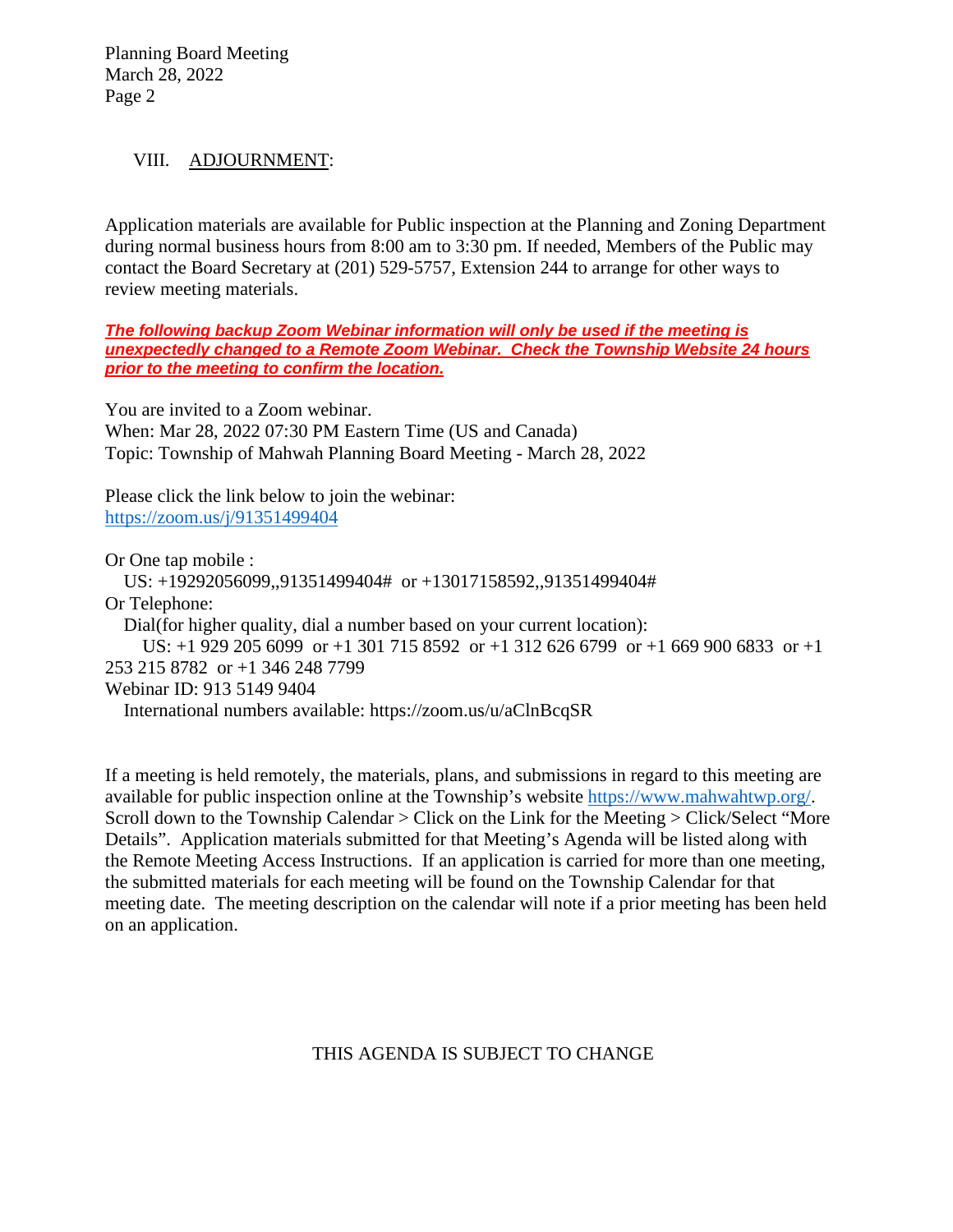VIII. ADJOURNMENT:

Application materials are available for Public inspection at the Planning and Zoning Department during normal business hours from 8:00 am to 3:30 pm. If needed, Members of the Public may contact the Board Secretary at (201) 529-5757, Extension 244 to arrange for other ways to review meeting materials.

***The following backup Zoom Webinar information will only be used if the meeting is unexpectedly changed to a Remote Zoom Webinar. Check the Township Website 24 hours prior to the meeting to confirm the location.***

You are invited to a Zoom webinar.
When: Mar 28, 2022 07:30 PM Eastern Time (US and Canada)
Topic: Township of Mahwah Planning Board Meeting - March 28, 2022

Please click the link below to join the webinar:
https://zoom.us/j/91351499404

Or One tap mobile :
US: +19292056099,,91351499404# or +13017158592,,91351499404#
Or Telephone:
Dial(for higher quality, dial a number based on your current location):
US: +1 929 205 6099 or +1 301 715 8592 or +1 312 626 6799 or +1 669 900 6833 or +1 253 215 8782 or +1 346 248 7799
Webinar ID: 913 5149 9404
International numbers available: https://zoom.us/u/aClnBcqSR

If a meeting is held remotely, the materials, plans, and submissions in regard to this meeting are available for public inspection online at the Township's website https://www.mahwahtwp.org/. Scroll down to the Township Calendar > Click on the Link for the Meeting > Click/Select "More Details". Application materials submitted for that Meeting's Agenda will be listed along with the Remote Meeting Access Instructions. If an application is carried for more than one meeting, the submitted materials for each meeting will be found on the Township Calendar for that meeting date. The meeting description on the calendar will note if a prior meeting has been held on an application.

THIS AGENDA IS SUBJECT TO CHANGE